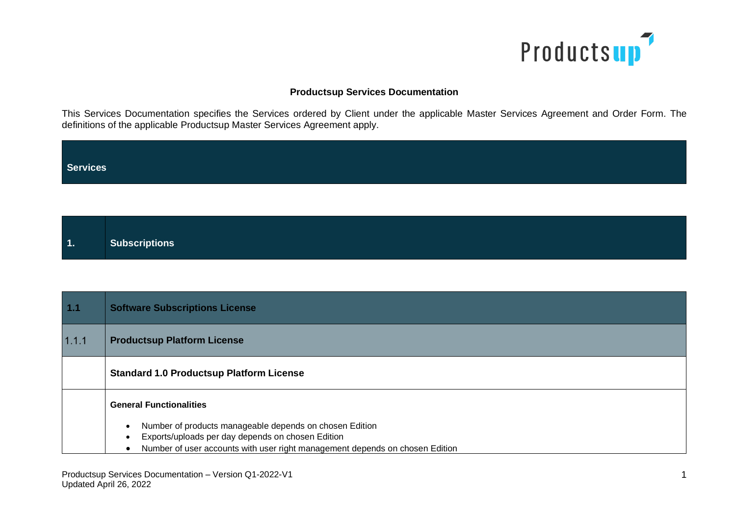**Productsup Services Documentation**

This Services Documentation specifies the Services ordered by Client under the applicable Master Services Agreement and Order Form. The definitions of the applicable Productsup Master Services Agreement apply.

| **Services** | |
|---|---|
| **1.** | **Subscriptions** |
| **1.1** | **Software Subscriptions License** |
| 1.1.1 | **Productsup Platform License** |
| | **Standard 1.0 Productsup Platform License** |
| | **General Functionalities**<br><br>• Number of products manageable depends on chosen Edition<br>• Exports/uploads per day depends on chosen Edition<br>• Number of user accounts with user right management depends on chosen Edition |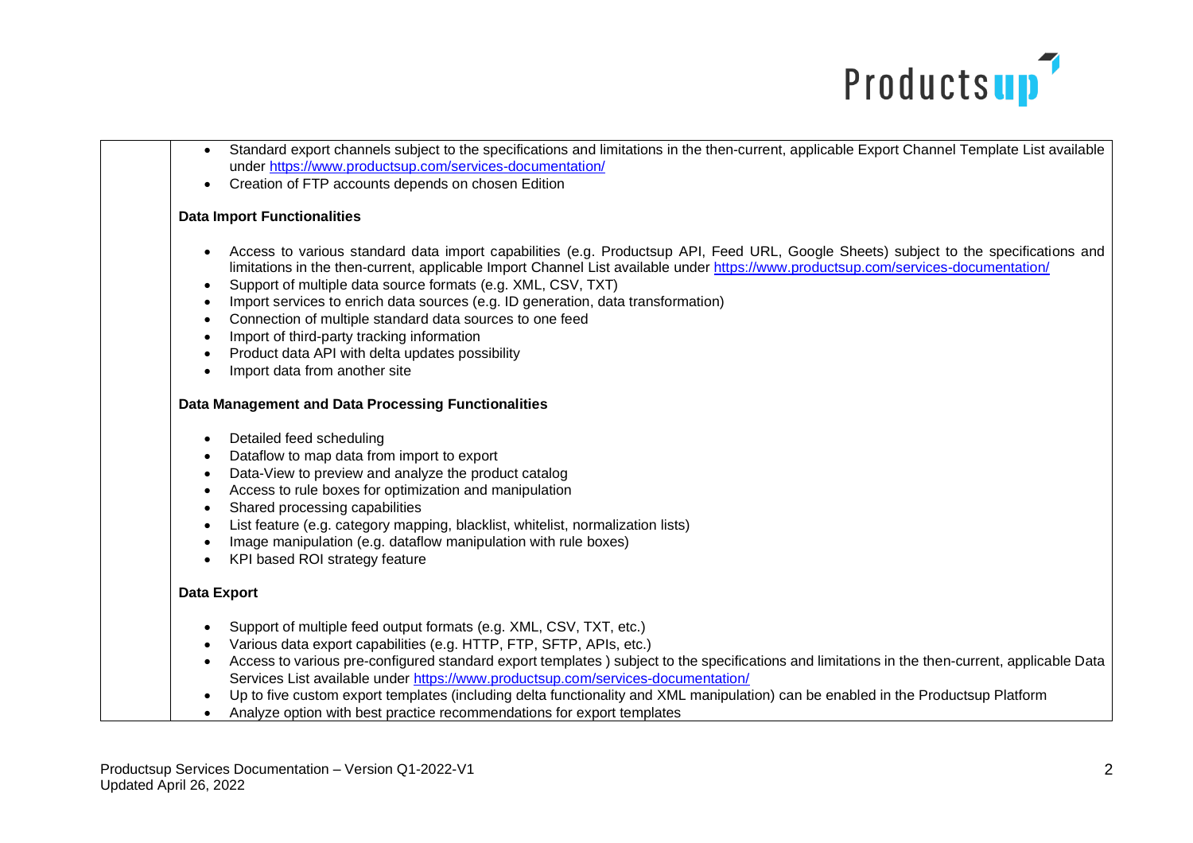| | - Standard export channels subject to the specifications and limitations in the then-current, applicable Export Channel Template List available under https://www.productsup.com/services-documentation/<br>- Creation of FTP accounts depends on chosen Edition<br><br>**Data Import Functionalities**<br><br>- Access to various standard data import capabilities (e.g. Productsup API, Feed URL, Google Sheets) subject to the specifications and limitations in the then-current, applicable Import Channel List available under https://www.productsup.com/services-documentation/<br>- Support of multiple data source formats (e.g. XML, CSV, TXT)<br>- Import services to enrich data sources (e.g. ID generation, data transformation)<br>- Connection of multiple standard data sources to one feed<br>- Import of third-party tracking information<br>- Product data API with delta updates possibility<br>- Import data from another site<br><br>**Data Management and Data Processing Functionalities**<br><br>- Detailed feed scheduling<br>- Dataflow to map data from import to export<br>- Data-View to preview and analyze the product catalog<br>- Access to rule boxes for optimization and manipulation<br>- Shared processing capabilities<br>- List feature (e.g. category mapping, blacklist, whitelist, normalization lists)<br>- Image manipulation (e.g. dataflow manipulation with rule boxes)<br>- KPI based ROI strategy feature<br><br>**Data Export**<br><br>- Support of multiple feed output formats (e.g. XML, CSV, TXT, etc.)<br>- Various data export capabilities (e.g. HTTP, FTP, SFTP, APIs, etc.)<br>- Access to various pre-configured standard export templates ) subject to the specifications and limitations in the then-current, applicable Data Services List available under https://www.productsup.com/services-documentation/<br>- Up to five custom export templates (including delta functionality and XML manipulation) can be enabled in the Productsup Platform<br>- Analyze option with best practice recommendations for export templates |
|---|---|

Productsup Services Documentation – Version Q1-2022-V1
Updated April 26, 2022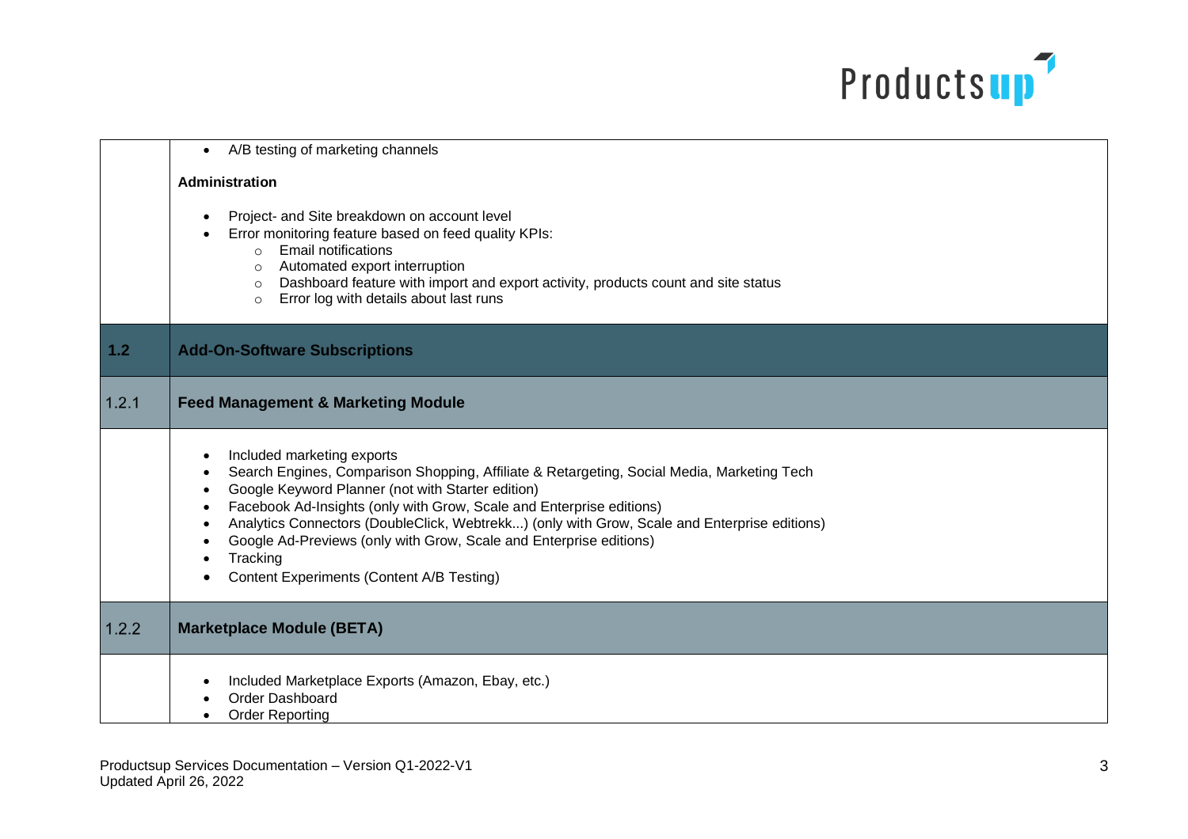|  |  |
|---|---|
|  | • A/B testing of marketing channels<br><br>**Administration**<br><br>• Project- and Site breakdown on account level<br>• Error monitoring feature based on feed quality KPIs:<br>  ○ Email notifications<br>  ○ Automated export interruption<br>  ○ Dashboard feature with import and export activity, products count and site status<br>  ○ Error log with details about last runs |
| **1.2** | **Add-On-Software Subscriptions** |
| 1.2.1 | **Feed Management & Marketing Module** |
|  | • Included marketing exports<br>• Search Engines, Comparison Shopping, Affiliate & Retargeting, Social Media, Marketing Tech<br>• Google Keyword Planner (not with Starter edition)<br>• Facebook Ad-Insights (only with Grow, Scale and Enterprise editions)<br>• Analytics Connectors (DoubleClick, Webtrekk...) (only with Grow, Scale and Enterprise editions)<br>• Google Ad-Previews (only with Grow, Scale and Enterprise editions)<br>• Tracking<br>• Content Experiments (Content A/B Testing) |
| 1.2.2 | **Marketplace Module (BETA)** |
|  | • Included Marketplace Exports (Amazon, Ebay, etc.)<br>• Order Dashboard<br>• Order Reporting |

Productsup Services Documentation – Version Q1-2022-V1
Updated April 26, 2022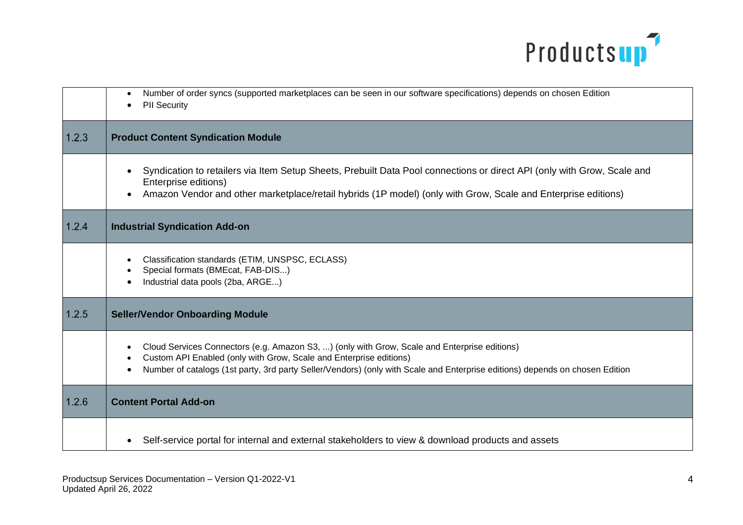| | |
|---|---|
| | • Number of order syncs (supported marketplaces can be seen in our software specifications) depends on chosen Edition<br>• PII Security |
| 1.2.3 | **Product Content Syndication Module** |
| | • Syndication to retailers via Item Setup Sheets, Prebuilt Data Pool connections or direct API (only with Grow, Scale and Enterprise editions)<br>• Amazon Vendor and other marketplace/retail hybrids (1P model) (only with Grow, Scale and Enterprise editions) |
| 1.2.4 | **Industrial Syndication Add-on** |
| | • Classification standards (ETIM, UNSPSC, ECLASS)<br>• Special formats (BMEcat, FAB-DIS...)<br>• Industrial data pools (2ba, ARGE...) |
| 1.2.5 | **Seller/Vendor Onboarding Module** |
| | • Cloud Services Connectors (e.g. Amazon S3, ...) (only with Grow, Scale and Enterprise editions)<br>• Custom API Enabled (only with Grow, Scale and Enterprise editions)<br>• Number of catalogs (1st party, 3rd party Seller/Vendors) (only with Scale and Enterprise editions) depends on chosen Edition |
| 1.2.6 | **Content Portal Add-on** |
| | • Self-service portal for internal and external stakeholders to view & download products and assets |

Productsup Services Documentation – Version Q1-2022-V1
Updated April 26, 2022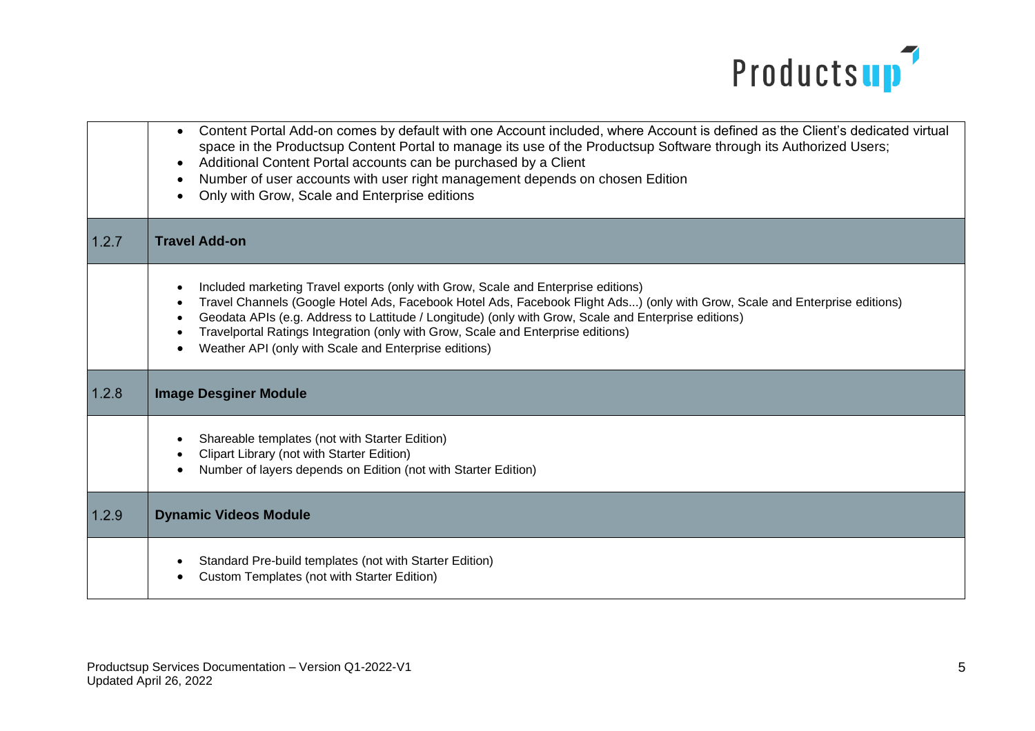| | |
|---|---|
| | • Content Portal Add-on comes by default with one Account included, where Account is defined as the Client's dedicated virtual space in the Productsup Content Portal to manage its use of the Productsup Software through its Authorized Users;<br>• Additional Content Portal accounts can be purchased by a Client<br>• Number of user accounts with user right management depends on chosen Edition<br>• Only with Grow, Scale and Enterprise editions |
| 1.2.7 | **Travel Add-on** |
| | • Included marketing Travel exports (only with Grow, Scale and Enterprise editions)<br>• Travel Channels (Google Hotel Ads, Facebook Hotel Ads, Facebook Flight Ads...) (only with Grow, Scale and Enterprise editions)<br>• Geodata APIs (e.g. Address to Lattitude / Longitude) (only with Grow, Scale and Enterprise editions)<br>• Travelportal Ratings Integration (only with Grow, Scale and Enterprise editions)<br>• Weather API (only with Scale and Enterprise editions) |
| 1.2.8 | **Image Desginer Module** |
| | • Shareable templates (not with Starter Edition)<br>• Clipart Library (not with Starter Edition)<br>• Number of layers depends on Edition (not with Starter Edition) |
| 1.2.9 | **Dynamic Videos Module** |
| | • Standard Pre-build templates (not with Starter Edition)<br>• Custom Templates (not with Starter Edition) |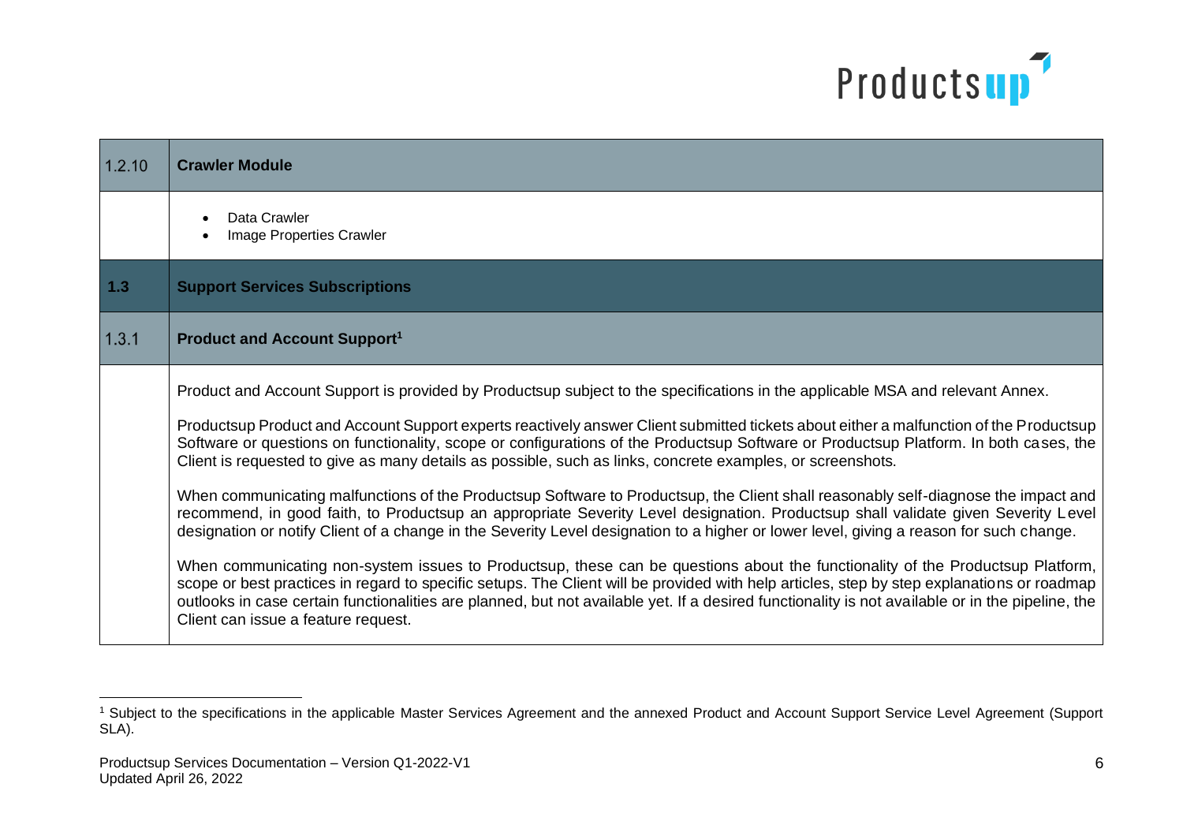| 1.2.10 | **Crawler Module** |
| --- | --- |
| | • Data Crawler<br>• Image Properties Crawler |
| **1.3** | **Support Services Subscriptions** |
| 1.3.1 | **Product and Account Support**[1] |
| | Product and Account Support is provided by Productsup subject to the specifications in the applicable MSA and relevant Annex.<br><br>Productsup Product and Account Support experts reactively answer Client submitted tickets about either a malfunction of the Productsup Software or questions on functionality, scope or configurations of the Productsup Software or Productsup Platform. In both cases, the Client is requested to give as many details as possible, such as links, concrete examples, or screenshots.<br><br>When communicating malfunctions of the Productsup Software to Productsup, the Client shall reasonably self-diagnose the impact and recommend, in good faith, to Productsup an appropriate Severity Level designation. Productsup shall validate given Severity Level designation or notify Client of a change in the Severity Level designation to a higher or lower level, giving a reason for such change.<br><br>When communicating non-system issues to Productsup, these can be questions about the functionality of the Productsup Platform, scope or best practices in regard to specific setups. The Client will be provided with help articles, step by step explanations or roadmap outlooks in case certain functionalities are planned, but not available yet. If a desired functionality is not available or in the pipeline, the Client can issue a feature request. |

[1] Subject to the specifications in the applicable Master Services Agreement and the annexed Product and Account Support Service Level Agreement (Support SLA).

Productsup Services Documentation – Version Q1-2022-V1
Updated April 26, 2022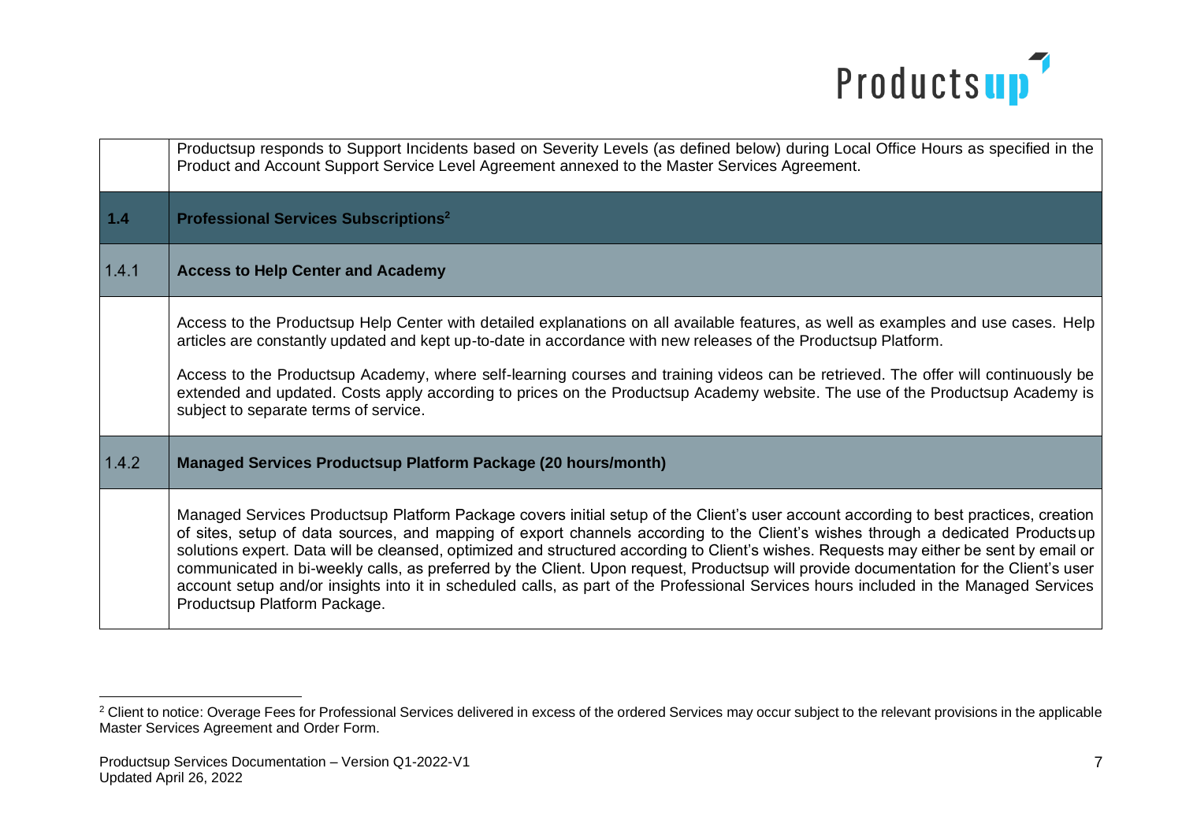| | |
|---|---|
| | Productsup responds to Support Incidents based on Severity Levels (as defined below) during Local Office Hours as specified in the Product and Account Support Service Level Agreement annexed to the Master Services Agreement. |
| **1.4** | **Professional Services Subscriptions[2]** |
| 1.4.1 | **Access to Help Center and Academy** |
| | Access to the Productsup Help Center with detailed explanations on all available features, as well as examples and use cases. Help articles are constantly updated and kept up-to-date in accordance with new releases of the Productsup Platform.<br><br>Access to the Productsup Academy, where self-learning courses and training videos can be retrieved. The offer will continuously be extended and updated. Costs apply according to prices on the Productsup Academy website. The use of the Productsup Academy is subject to separate terms of service. |
| 1.4.2 | **Managed Services Productsup Platform Package (20 hours/month)** |
| | Managed Services Productsup Platform Package covers initial setup of the Client's user account according to best practices, creation of sites, setup of data sources, and mapping of export channels according to the Client's wishes through a dedicated Productsup solutions expert. Data will be cleansed, optimized and structured according to Client's wishes. Requests may either be sent by email or communicated in bi-weekly calls, as preferred by the Client. Upon request, Productsup will provide documentation for the Client's user account setup and/or insights into it in scheduled calls, as part of the Professional Services hours included in the Managed Services Productsup Platform Package. |

[2] Client to notice: Overage Fees for Professional Services delivered in excess of the ordered Services may occur subject to the relevant provisions in the applicable Master Services Agreement and Order Form.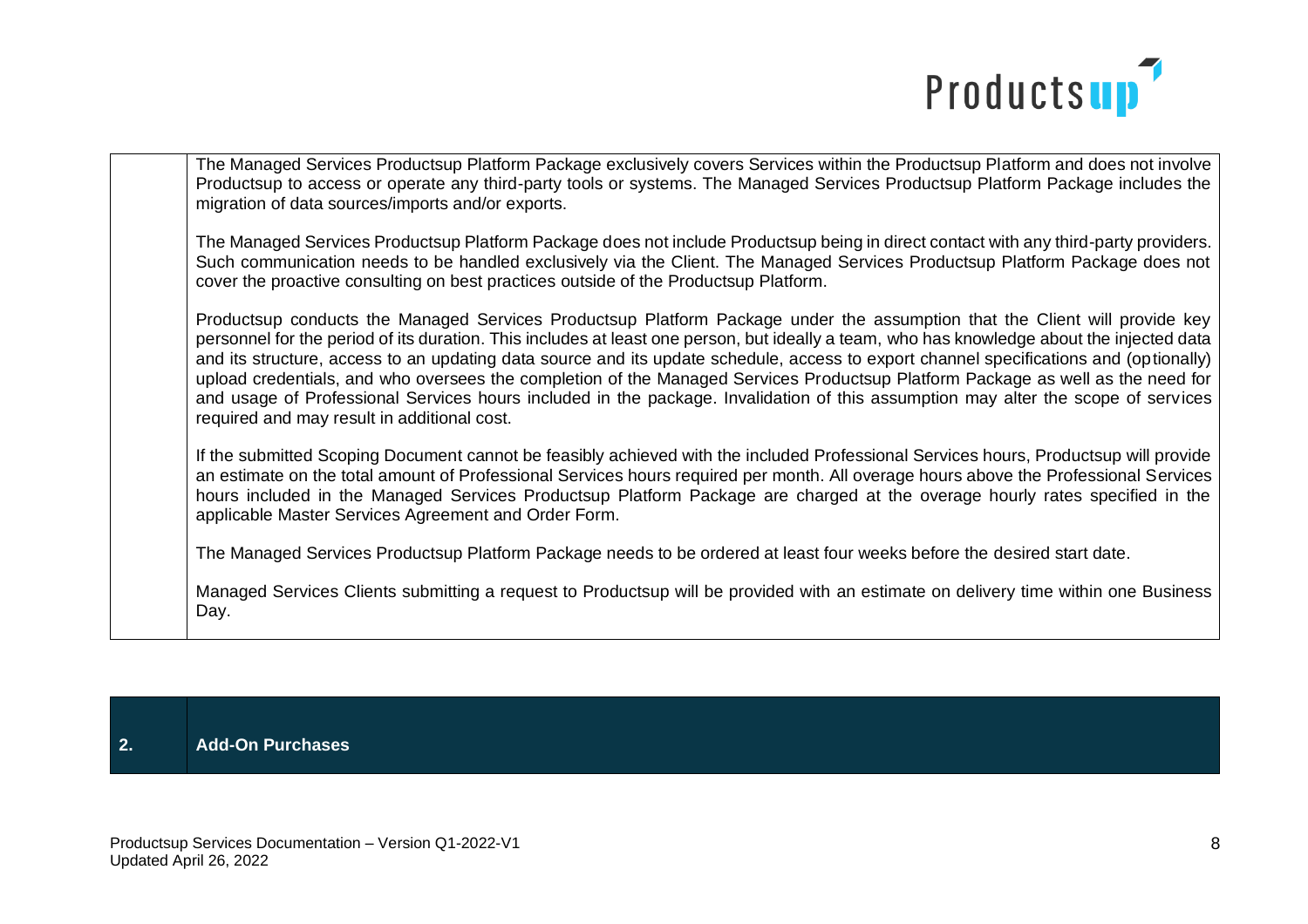| | |
|---|---|
| | The Managed Services Productsup Platform Package exclusively covers Services within the Productsup Platform and does not involve Productsup to access or operate any third-party tools or systems. The Managed Services Productsup Platform Package includes the migration of data sources/imports and/or exports.<br><br>The Managed Services Productsup Platform Package does not include Productsup being in direct contact with any third-party providers. Such communication needs to be handled exclusively via the Client. The Managed Services Productsup Platform Package does not cover the proactive consulting on best practices outside of the Productsup Platform.<br><br>Productsup conducts the Managed Services Productsup Platform Package under the assumption that the Client will provide key personnel for the period of its duration. This includes at least one person, but ideally a team, who has knowledge about the injected data and its structure, access to an updating data source and its update schedule, access to export channel specifications and (optionally) upload credentials, and who oversees the completion of the Managed Services Productsup Platform Package as well as the need for and usage of Professional Services hours included in the package. Invalidation of this assumption may alter the scope of services required and may result in additional cost.<br><br>If the submitted Scoping Document cannot be feasibly achieved with the included Professional Services hours, Productsup will provide an estimate on the total amount of Professional Services hours required per month. All overage hours above the Professional Services hours included in the Managed Services Productsup Platform Package are charged at the overage hourly rates specified in the applicable Master Services Agreement and Order Form.<br><br>The Managed Services Productsup Platform Package needs to be ordered at least four weeks before the desired start date.<br><br>Managed Services Clients submitting a request to Productsup will be provided with an estimate on delivery time within one Business Day. |

| **2.** | **Add-On Purchases** |
|---|---|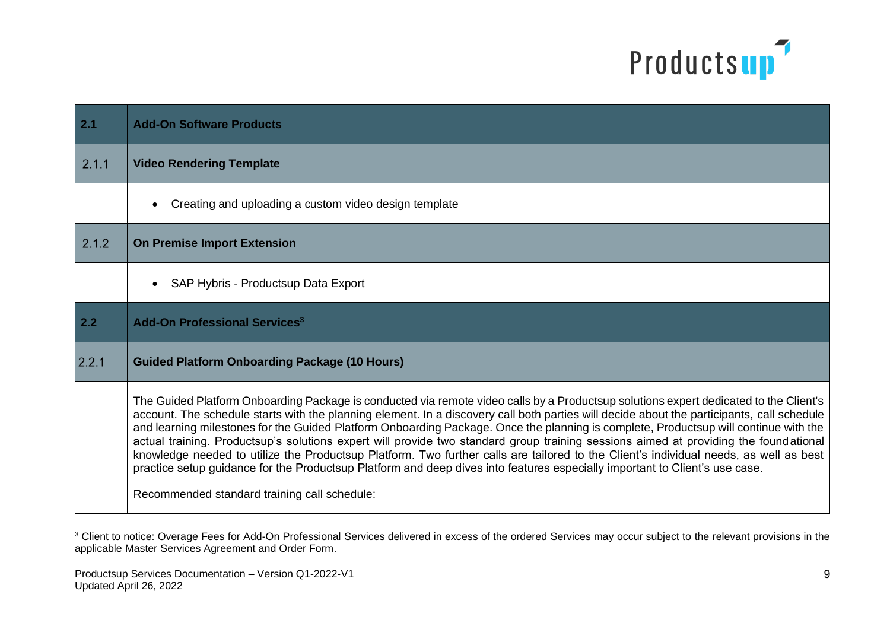| 2.1 | **Add-On Software Products** |
| --- | --- |
| 2.1.1 | **Video Rendering Template** |
| | • Creating and uploading a custom video design template |
| 2.1.2 | **On Premise Import Extension** |
| | • SAP Hybris - Productsup Data Export |
| 2.2 | **Add-On Professional Services**[3] |
| 2.2.1 | **Guided Platform Onboarding Package (10 Hours)** |
| | The Guided Platform Onboarding Package is conducted via remote video calls by a Productsup solutions expert dedicated to the Client's account. The schedule starts with the planning element. In a discovery call both parties will decide about the participants, call schedule and learning milestones for the Guided Platform Onboarding Package. Once the planning is complete, Productsup will continue with the actual training. Productsup's solutions expert will provide two standard group training sessions aimed at providing the foundational knowledge needed to utilize the Productsup Platform. Two further calls are tailored to the Client's individual needs, as well as best practice setup guidance for the Productsup Platform and deep dives into features especially important to Client's use case.<br><br>Recommended standard training call schedule: |

[3] Client to notice: Overage Fees for Add-On Professional Services delivered in excess of the ordered Services may occur subject to the relevant provisions in the applicable Master Services Agreement and Order Form.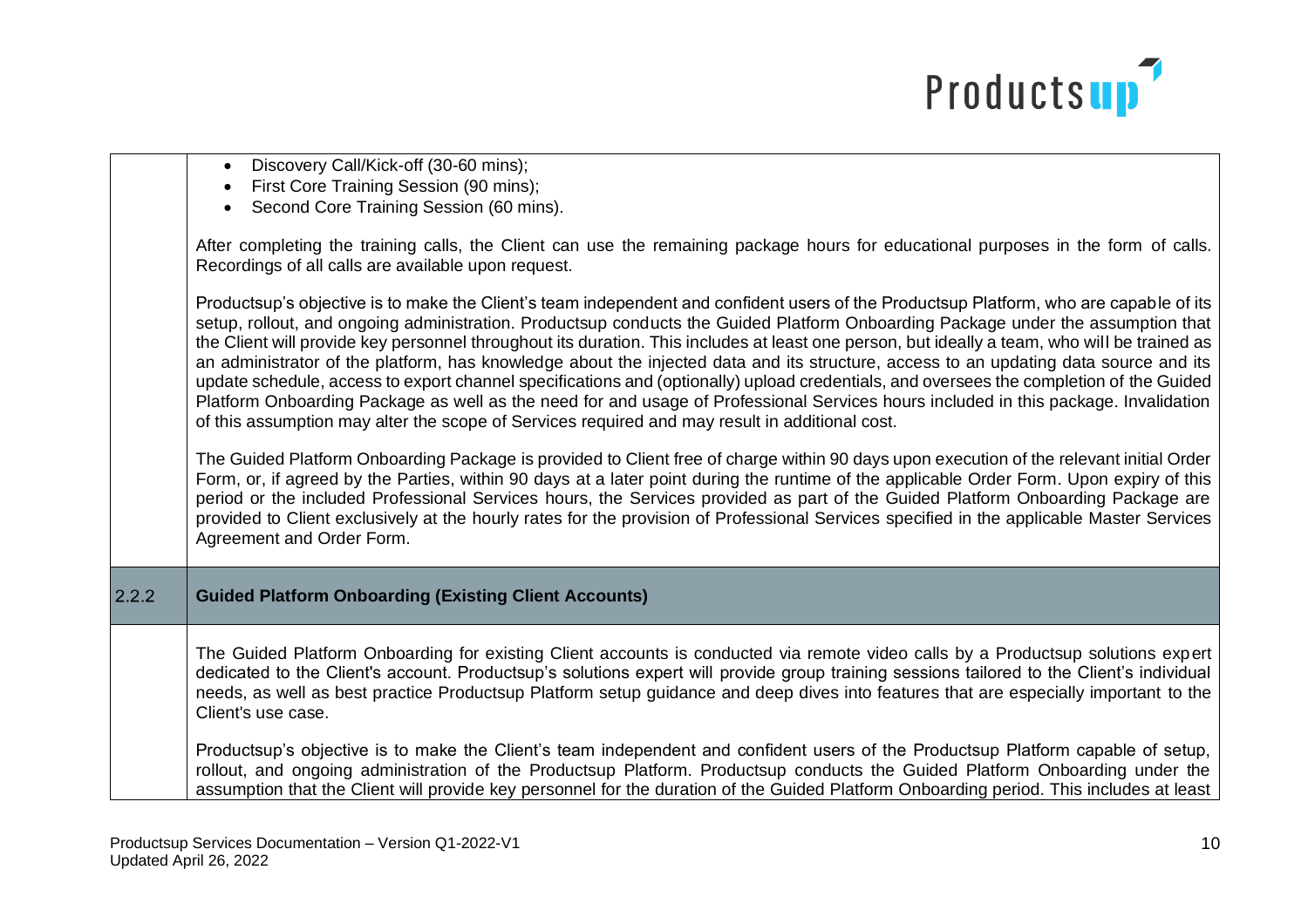| | |
|---|---|
| | • Discovery Call/Kick-off (30-60 mins);<br>• First Core Training Session (90 mins);<br>• Second Core Training Session (60 mins).<br><br>After completing the training calls, the Client can use the remaining package hours for educational purposes in the form of calls. Recordings of all calls are available upon request.<br><br>Productsup's objective is to make the Client's team independent and confident users of the Productsup Platform, who are capable of its setup, rollout, and ongoing administration. Productsup conducts the Guided Platform Onboarding Package under the assumption that the Client will provide key personnel throughout its duration. This includes at least one person, but ideally a team, who will be trained as an administrator of the platform, has knowledge about the injected data and its structure, access to an updating data source and its update schedule, access to export channel specifications and (optionally) upload credentials, and oversees the completion of the Guided Platform Onboarding Package as well as the need for and usage of Professional Services hours included in this package. Invalidation of this assumption may alter the scope of Services required and may result in additional cost.<br><br>The Guided Platform Onboarding Package is provided to Client free of charge within 90 days upon execution of the relevant initial Order Form, or, if agreed by the Parties, within 90 days at a later point during the runtime of the applicable Order Form. Upon expiry of this period or the included Professional Services hours, the Services provided as part of the Guided Platform Onboarding Package are provided to Client exclusively at the hourly rates for the provision of Professional Services specified in the applicable Master Services Agreement and Order Form. |
| 2.2.2 | **Guided Platform Onboarding (Existing Client Accounts)** |
| | The Guided Platform Onboarding for existing Client accounts is conducted via remote video calls by a Productsup solutions expert dedicated to the Client's account. Productsup's solutions expert will provide group training sessions tailored to the Client's individual needs, as well as best practice Productsup Platform setup guidance and deep dives into features that are especially important to the Client's use case.<br><br>Productsup's objective is to make the Client's team independent and confident users of the Productsup Platform capable of setup, rollout, and ongoing administration of the Productsup Platform. Productsup conducts the Guided Platform Onboarding under the assumption that the Client will provide key personnel for the duration of the Guided Platform Onboarding period. This includes at least |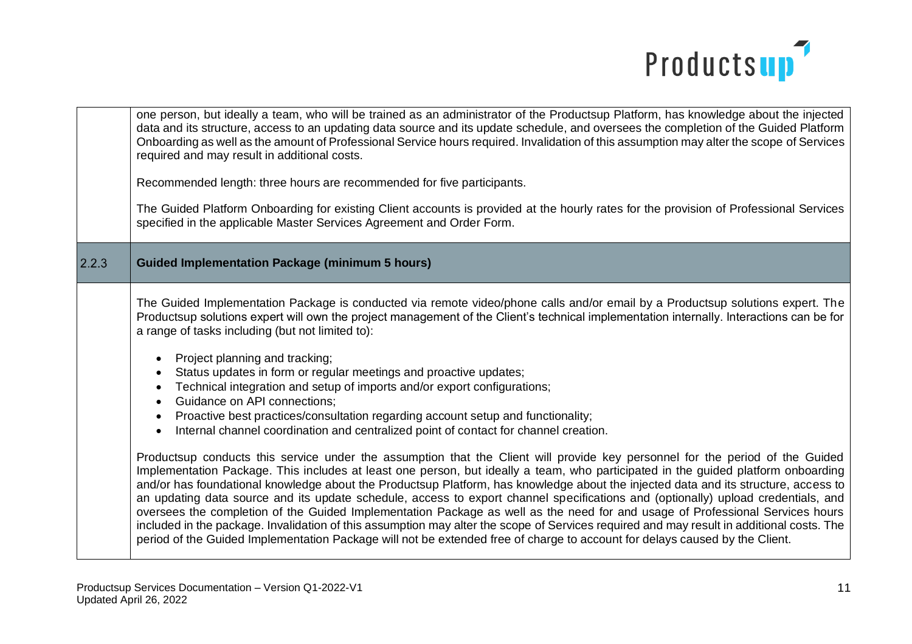one person, but ideally a team, who will be trained as an administrator of the Productsup Platform, has knowledge about the injected data and its structure, access to an updating data source and its update schedule, and oversees the completion of the Guided Platform Onboarding as well as the amount of Professional Service hours required. Invalidation of this assumption may alter the scope of Services required and may result in additional costs.

Recommended length: three hours are recommended for five participants.

The Guided Platform Onboarding for existing Client accounts is provided at the hourly rates for the provision of Professional Services specified in the applicable Master Services Agreement and Order Form.

### 2.2.3 Guided Implementation Package (minimum 5 hours)

The Guided Implementation Package is conducted via remote video/phone calls and/or email by a Productsup solutions expert. The Productsup solutions expert will own the project management of the Client's technical implementation internally. Interactions can be for a range of tasks including (but not limited to):

- Project planning and tracking;
- Status updates in form or regular meetings and proactive updates;
- Technical integration and setup of imports and/or export configurations;
- Guidance on API connections;
- Proactive best practices/consultation regarding account setup and functionality;
- Internal channel coordination and centralized point of contact for channel creation.

Productsup conducts this service under the assumption that the Client will provide key personnel for the period of the Guided Implementation Package. This includes at least one person, but ideally a team, who participated in the guided platform onboarding and/or has foundational knowledge about the Productsup Platform, has knowledge about the injected data and its structure, access to an updating data source and its update schedule, access to export channel specifications and (optionally) upload credentials, and oversees the completion of the Guided Implementation Package as well as the need for and usage of Professional Services hours included in the package. Invalidation of this assumption may alter the scope of Services required and may result in additional costs. The period of the Guided Implementation Package will not be extended free of charge to account for delays caused by the Client.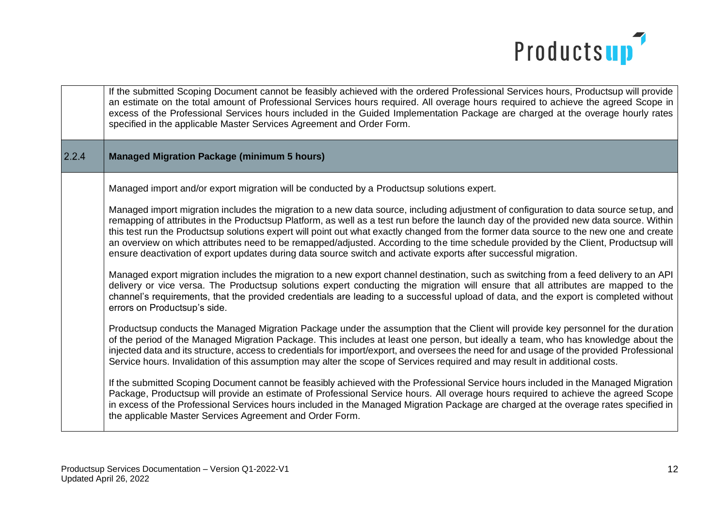If the submitted Scoping Document cannot be feasibly achieved with the ordered Professional Services hours, Productsup will provide an estimate on the total amount of Professional Services hours required. All overage hours required to achieve the agreed Scope in excess of the Professional Services hours included in the Guided Implementation Package are charged at the overage hourly rates specified in the applicable Master Services Agreement and Order Form.

### 2.2.4 Managed Migration Package (minimum 5 hours)

Managed import and/or export migration will be conducted by a Productsup solutions expert.

Managed import migration includes the migration to a new data source, including adjustment of configuration to data source setup, and remapping of attributes in the Productsup Platform, as well as a test run before the launch day of the provided new data source. Within this test run the Productsup solutions expert will point out what exactly changed from the former data source to the new one and create an overview on which attributes need to be remapped/adjusted. According to the time schedule provided by the Client, Productsup will ensure deactivation of export updates during data source switch and activate exports after successful migration.

Managed export migration includes the migration to a new export channel destination, such as switching from a feed delivery to an API delivery or vice versa. The Productsup solutions expert conducting the migration will ensure that all attributes are mapped to the channel's requirements, that the provided credentials are leading to a successful upload of data, and the export is completed without errors on Productsup's side.

Productsup conducts the Managed Migration Package under the assumption that the Client will provide key personnel for the duration of the period of the Managed Migration Package. This includes at least one person, but ideally a team, who has knowledge about the injected data and its structure, access to credentials for import/export, and oversees the need for and usage of the provided Professional Service hours. Invalidation of this assumption may alter the scope of Services required and may result in additional costs.

If the submitted Scoping Document cannot be feasibly achieved with the Professional Service hours included in the Managed Migration Package, Productsup will provide an estimate of Professional Service hours. All overage hours required to achieve the agreed Scope in excess of the Professional Services hours included in the Managed Migration Package are charged at the overage rates specified in the applicable Master Services Agreement and Order Form.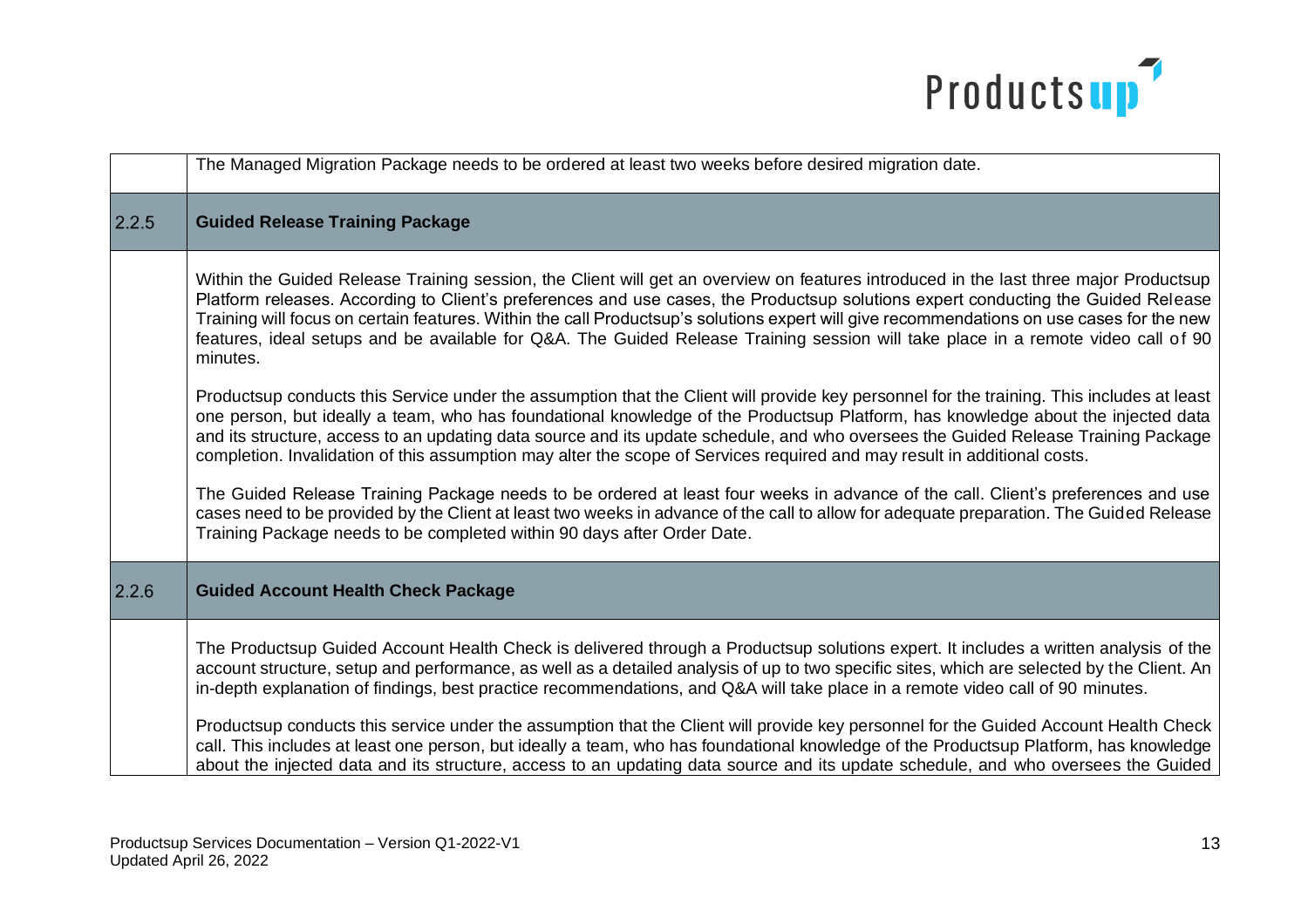| | The Managed Migration Package needs to be ordered at least two weeks before desired migration date. |
|---|---|
| 2.2.5 | **Guided Release Training Package** |
| | Within the Guided Release Training session, the Client will get an overview on features introduced in the last three major Productsup Platform releases. According to Client's preferences and use cases, the Productsup solutions expert conducting the Guided Release Training will focus on certain features. Within the call Productsup's solutions expert will give recommendations on use cases for the new features, ideal setups and be available for Q&A. The Guided Release Training session will take place in a remote video call of 90 minutes.<br><br>Productsup conducts this Service under the assumption that the Client will provide key personnel for the training. This includes at least one person, but ideally a team, who has foundational knowledge of the Productsup Platform, has knowledge about the injected data and its structure, access to an updating data source and its update schedule, and who oversees the Guided Release Training Package completion. Invalidation of this assumption may alter the scope of Services required and may result in additional costs.<br><br>The Guided Release Training Package needs to be ordered at least four weeks in advance of the call. Client's preferences and use cases need to be provided by the Client at least two weeks in advance of the call to allow for adequate preparation. The Guided Release Training Package needs to be completed within 90 days after Order Date. |
| 2.2.6 | **Guided Account Health Check Package** |
| | The Productsup Guided Account Health Check is delivered through a Productsup solutions expert. It includes a written analysis of the account structure, setup and performance, as well as a detailed analysis of up to two specific sites, which are selected by the Client. An in-depth explanation of findings, best practice recommendations, and Q&A will take place in a remote video call of 90 minutes.<br><br>Productsup conducts this service under the assumption that the Client will provide key personnel for the Guided Account Health Check call. This includes at least one person, but ideally a team, who has foundational knowledge of the Productsup Platform, has knowledge about the injected data and its structure, access to an updating data source and its update schedule, and who oversees the Guided |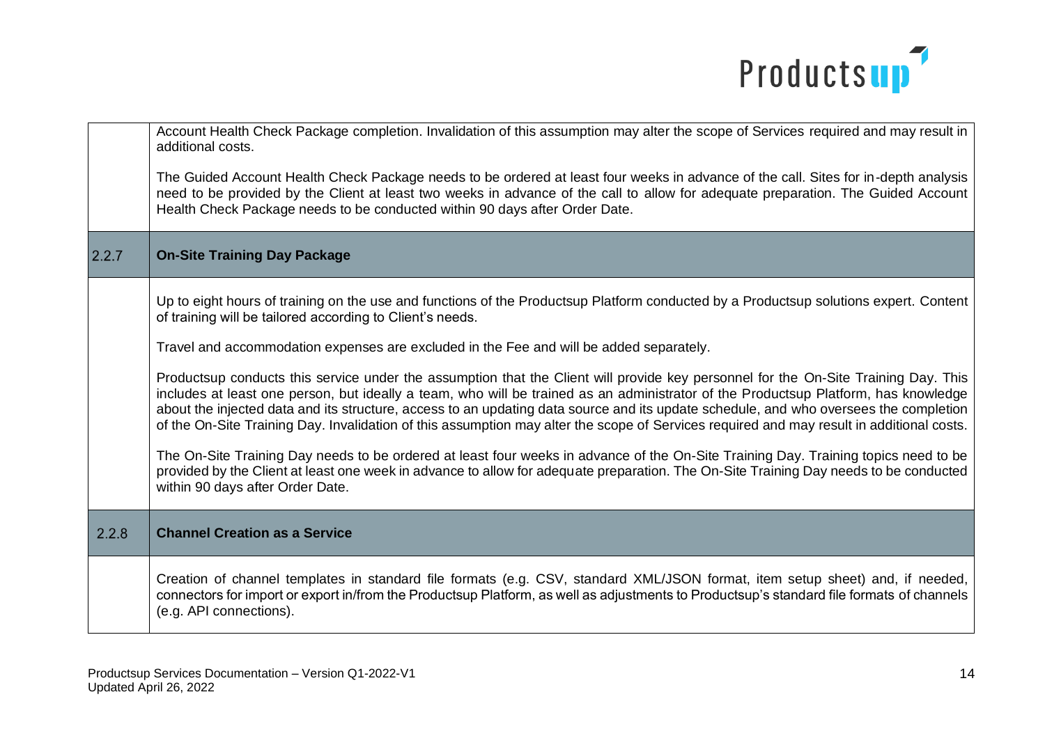| | |
|---|---|
| | Account Health Check Package completion. Invalidation of this assumption may alter the scope of Services required and may result in additional costs.<br><br>The Guided Account Health Check Package needs to be ordered at least four weeks in advance of the call. Sites for in-depth analysis need to be provided by the Client at least two weeks in advance of the call to allow for adequate preparation. The Guided Account Health Check Package needs to be conducted within 90 days after Order Date. |
| 2.2.7 | **On-Site Training Day Package** |
| | Up to eight hours of training on the use and functions of the Productsup Platform conducted by a Productsup solutions expert. Content of training will be tailored according to Client's needs.<br><br>Travel and accommodation expenses are excluded in the Fee and will be added separately.<br><br>Productsup conducts this service under the assumption that the Client will provide key personnel for the On-Site Training Day. This includes at least one person, but ideally a team, who will be trained as an administrator of the Productsup Platform, has knowledge about the injected data and its structure, access to an updating data source and its update schedule, and who oversees the completion of the On-Site Training Day. Invalidation of this assumption may alter the scope of Services required and may result in additional costs.<br><br>The On-Site Training Day needs to be ordered at least four weeks in advance of the On-Site Training Day. Training topics need to be provided by the Client at least one week in advance to allow for adequate preparation. The On-Site Training Day needs to be conducted within 90 days after Order Date. |
| 2.2.8 | **Channel Creation as a Service** |
| | Creation of channel templates in standard file formats (e.g. CSV, standard XML/JSON format, item setup sheet) and, if needed, connectors for import or export in/from the Productsup Platform, as well as adjustments to Productsup's standard file formats of channels (e.g. API connections). |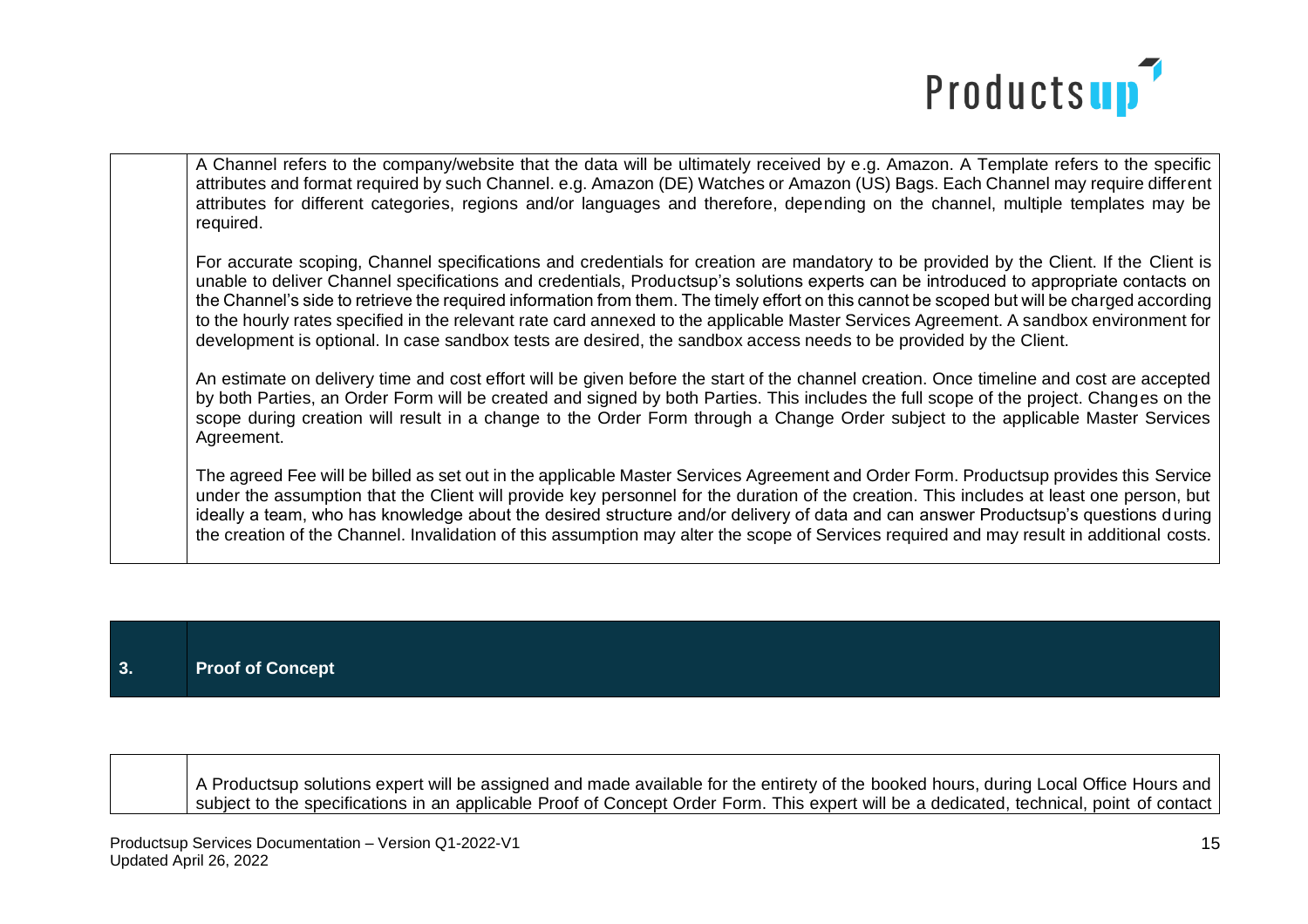A Channel refers to the company/website that the data will be ultimately received by e.g. Amazon. A Template refers to the specific attributes and format required by such Channel. e.g. Amazon (DE) Watches or Amazon (US) Bags. Each Channel may require different attributes for different categories, regions and/or languages and therefore, depending on the channel, multiple templates may be required.

For accurate scoping, Channel specifications and credentials for creation are mandatory to be provided by the Client. If the Client is unable to deliver Channel specifications and credentials, Productsup's solutions experts can be introduced to appropriate contacts on the Channel's side to retrieve the required information from them. The timely effort on this cannot be scoped but will be charged according to the hourly rates specified in the relevant rate card annexed to the applicable Master Services Agreement. A sandbox environment for development is optional. In case sandbox tests are desired, the sandbox access needs to be provided by the Client.

An estimate on delivery time and cost effort will be given before the start of the channel creation. Once timeline and cost are accepted by both Parties, an Order Form will be created and signed by both Parties. This includes the full scope of the project. Changes on the scope during creation will result in a change to the Order Form through a Change Order subject to the applicable Master Services Agreement.

The agreed Fee will be billed as set out in the applicable Master Services Agreement and Order Form. Productsup provides this Service under the assumption that the Client will provide key personnel for the duration of the creation. This includes at least one person, but ideally a team, who has knowledge about the desired structure and/or delivery of data and can answer Productsup's questions during the creation of the Channel. Invalidation of this assumption may alter the scope of Services required and may result in additional costs.

## 3. Proof of Concept

A Productsup solutions expert will be assigned and made available for the entirety of the booked hours, during Local Office Hours and subject to the specifications in an applicable Proof of Concept Order Form. This expert will be a dedicated, technical, point of contact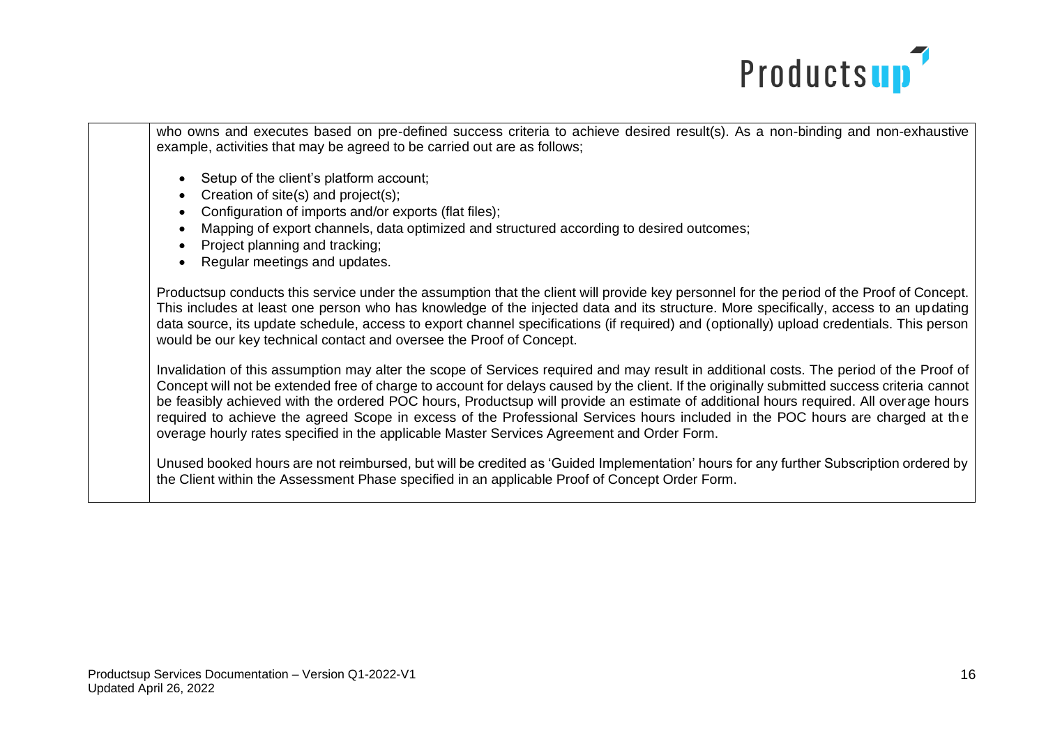| | |
|---|---|
| | who owns and executes based on pre-defined success criteria to achieve desired result(s). As a non-binding and non-exhaustive example, activities that may be agreed to be carried out are as follows;<br><br>• Setup of the client's platform account;<br>• Creation of site(s) and project(s);<br>• Configuration of imports and/or exports (flat files);<br>• Mapping of export channels, data optimized and structured according to desired outcomes;<br>• Project planning and tracking;<br>• Regular meetings and updates.<br><br>Productsup conducts this service under the assumption that the client will provide key personnel for the period of the Proof of Concept. This includes at least one person who has knowledge of the injected data and its structure. More specifically, access to an updating data source, its update schedule, access to export channel specifications (if required) and (optionally) upload credentials. This person would be our key technical contact and oversee the Proof of Concept.<br><br>Invalidation of this assumption may alter the scope of Services required and may result in additional costs. The period of the Proof of Concept will not be extended free of charge to account for delays caused by the client. If the originally submitted success criteria cannot be feasibly achieved with the ordered POC hours, Productsup will provide an estimate of additional hours required. All overage hours required to achieve the agreed Scope in excess of the Professional Services hours included in the POC hours are charged at the overage hourly rates specified in the applicable Master Services Agreement and Order Form.<br><br>Unused booked hours are not reimbursed, but will be credited as 'Guided Implementation' hours for any further Subscription ordered by the Client within the Assessment Phase specified in an applicable Proof of Concept Order Form. |